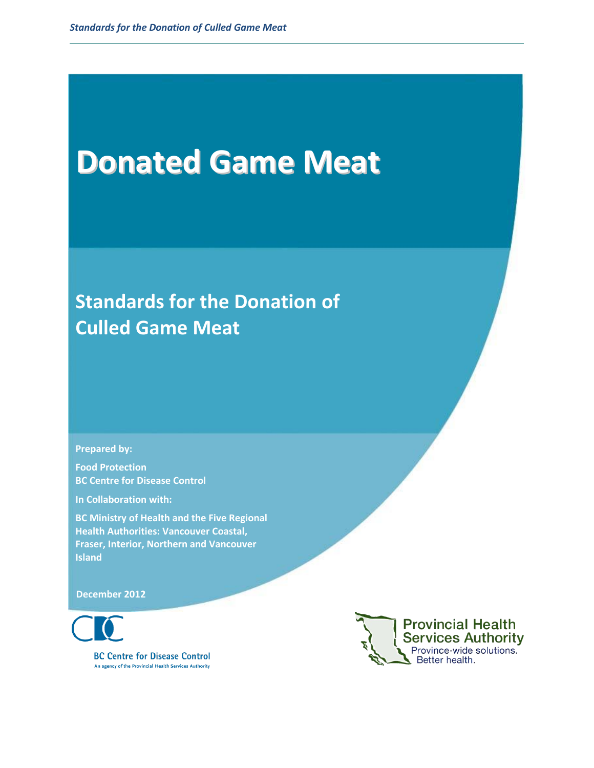# Donated Game Meat

## Standards for the Donation of Culled Game Meat

**Prepared by:**

**Food Protection**
**BC Centre for Disease Control**

**In Collaboration with:**

**BC Ministry of Health and the Five Regional Health Authorities: Vancouver Coastal, Fraser, Interior, Northern and Vancouver Island**

**December 2012**

BC Centre for Disease Control
An agency of the Provincial Health Services Authority

Provincial Health Services Authority
Province-wide solutions. Better health.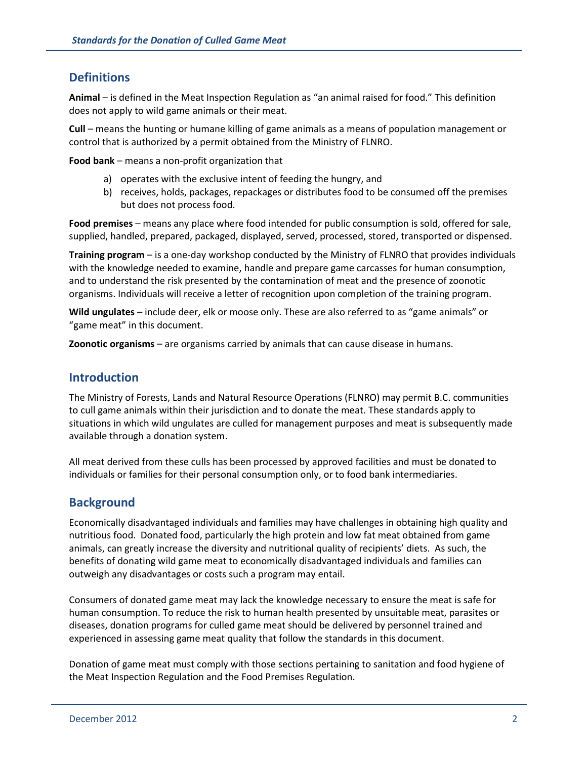## Definitions

**Animal** – is defined in the Meat Inspection Regulation as "an animal raised for food." This definition does not apply to wild game animals or their meat.

**Cull** – means the hunting or humane killing of game animals as a means of population management or control that is authorized by a permit obtained from the Ministry of FLNRO.

**Food bank** – means a non-profit organization that

a) operates with the exclusive intent of feeding the hungry, and
b) receives, holds, packages, repackages or distributes food to be consumed off the premises but does not process food.

**Food premises** – means any place where food intended for public consumption is sold, offered for sale, supplied, handled, prepared, packaged, displayed, served, processed, stored, transported or dispensed.

**Training program** – is a one-day workshop conducted by the Ministry of FLNRO that provides individuals with the knowledge needed to examine, handle and prepare game carcasses for human consumption, and to understand the risk presented by the contamination of meat and the presence of zoonotic organisms. Individuals will receive a letter of recognition upon completion of the training program.

**Wild ungulates** – include deer, elk or moose only. These are also referred to as "game animals" or "game meat" in this document.

**Zoonotic organisms** – are organisms carried by animals that can cause disease in humans.

## Introduction

The Ministry of Forests, Lands and Natural Resource Operations (FLNRO) may permit B.C. communities to cull game animals within their jurisdiction and to donate the meat. These standards apply to situations in which wild ungulates are culled for management purposes and meat is subsequently made available through a donation system.

All meat derived from these culls has been processed by approved facilities and must be donated to individuals or families for their personal consumption only, or to food bank intermediaries.

## Background

Economically disadvantaged individuals and families may have challenges in obtaining high quality and nutritious food. Donated food, particularly the high protein and low fat meat obtained from game animals, can greatly increase the diversity and nutritional quality of recipients' diets. As such, the benefits of donating wild game meat to economically disadvantaged individuals and families can outweigh any disadvantages or costs such a program may entail.

Consumers of donated game meat may lack the knowledge necessary to ensure the meat is safe for human consumption. To reduce the risk to human health presented by unsuitable meat, parasites or diseases, donation programs for culled game meat should be delivered by personnel trained and experienced in assessing game meat quality that follow the standards in this document.

Donation of game meat must comply with those sections pertaining to sanitation and food hygiene of the Meat Inspection Regulation and the Food Premises Regulation.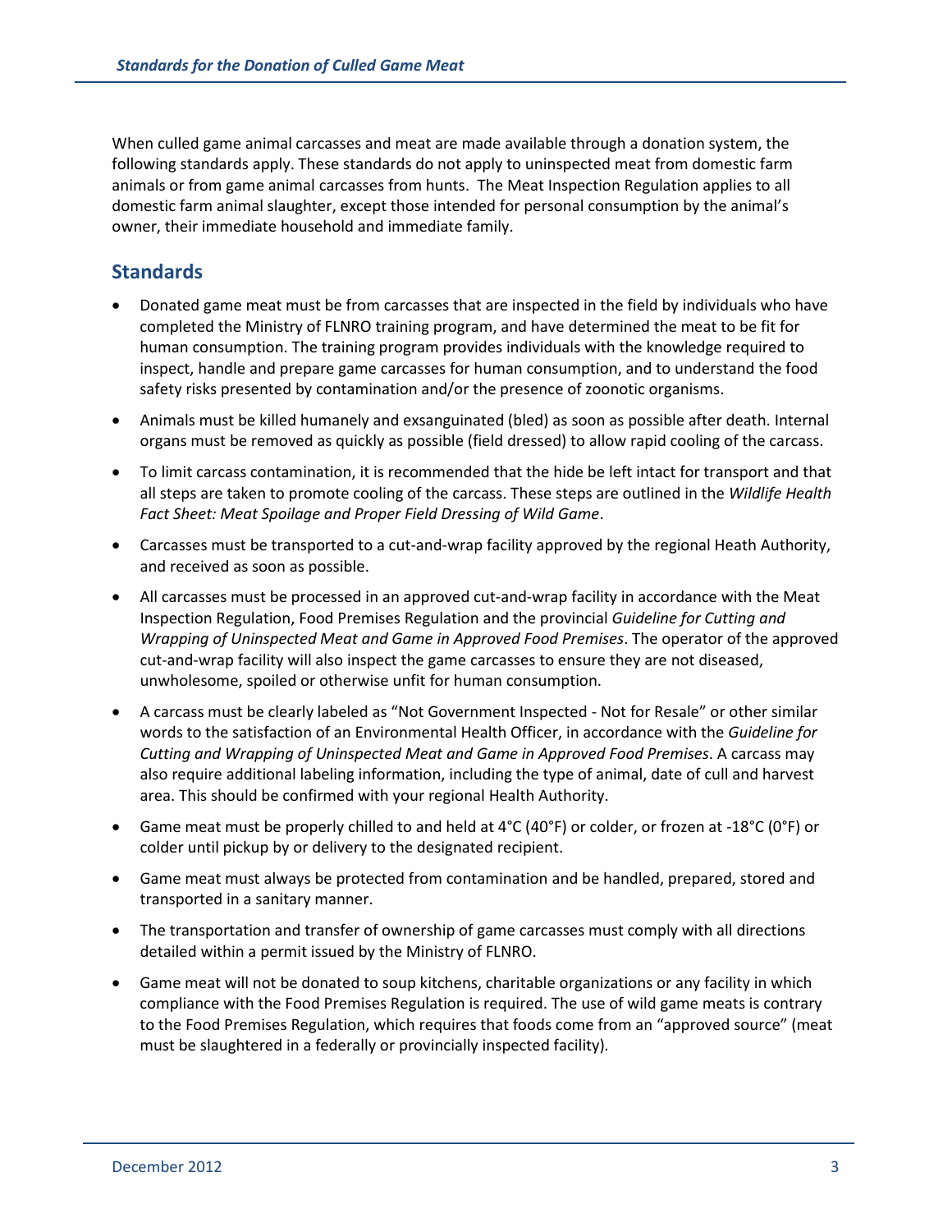When culled game animal carcasses and meat are made available through a donation system, the following standards apply. These standards do not apply to uninspected meat from domestic farm animals or from game animal carcasses from hunts. The Meat Inspection Regulation applies to all domestic farm animal slaughter, except those intended for personal consumption by the animal's owner, their immediate household and immediate family.

## Standards

- Donated game meat must be from carcasses that are inspected in the field by individuals who have completed the Ministry of FLNRO training program, and have determined the meat to be fit for human consumption. The training program provides individuals with the knowledge required to inspect, handle and prepare game carcasses for human consumption, and to understand the food safety risks presented by contamination and/or the presence of zoonotic organisms.
- Animals must be killed humanely and exsanguinated (bled) as soon as possible after death. Internal organs must be removed as quickly as possible (field dressed) to allow rapid cooling of the carcass.
- To limit carcass contamination, it is recommended that the hide be left intact for transport and that all steps are taken to promote cooling of the carcass. These steps are outlined in the *Wildlife Health Fact Sheet: Meat Spoilage and Proper Field Dressing of Wild Game*.
- Carcasses must be transported to a cut-and-wrap facility approved by the regional Heath Authority, and received as soon as possible.
- All carcasses must be processed in an approved cut-and-wrap facility in accordance with the Meat Inspection Regulation, Food Premises Regulation and the provincial *Guideline for Cutting and Wrapping of Uninspected Meat and Game in Approved Food Premises*. The operator of the approved cut-and-wrap facility will also inspect the game carcasses to ensure they are not diseased, unwholesome, spoiled or otherwise unfit for human consumption.
- A carcass must be clearly labeled as "Not Government Inspected - Not for Resale" or other similar words to the satisfaction of an Environmental Health Officer, in accordance with the *Guideline for Cutting and Wrapping of Uninspected Meat and Game in Approved Food Premises*. A carcass may also require additional labeling information, including the type of animal, date of cull and harvest area. This should be confirmed with your regional Health Authority.
- Game meat must be properly chilled to and held at 4°C (40°F) or colder, or frozen at -18°C (0°F) or colder until pickup by or delivery to the designated recipient.
- Game meat must always be protected from contamination and be handled, prepared, stored and transported in a sanitary manner.
- The transportation and transfer of ownership of game carcasses must comply with all directions detailed within a permit issued by the Ministry of FLNRO.
- Game meat will not be donated to soup kitchens, charitable organizations or any facility in which compliance with the Food Premises Regulation is required. The use of wild game meats is contrary to the Food Premises Regulation, which requires that foods come from an "approved source" (meat must be slaughtered in a federally or provincially inspected facility).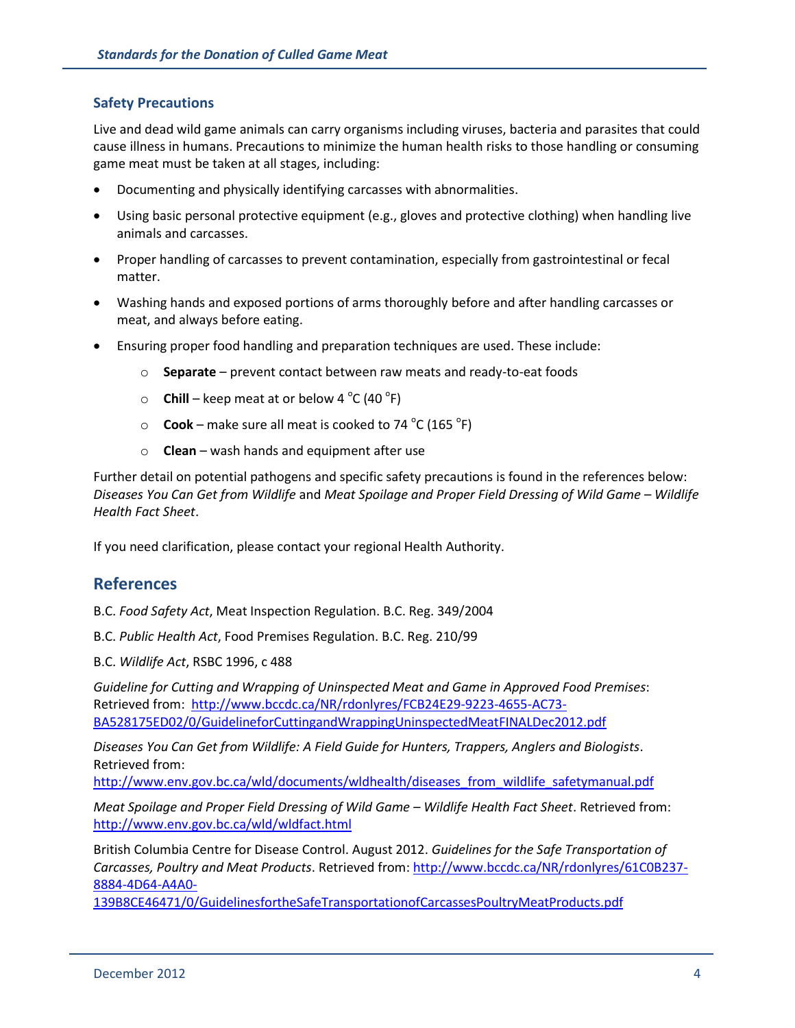### Safety Precautions

Live and dead wild game animals can carry organisms including viruses, bacteria and parasites that could cause illness in humans. Precautions to minimize the human health risks to those handling or consuming game meat must be taken at all stages, including:

- Documenting and physically identifying carcasses with abnormalities.
- Using basic personal protective equipment (e.g., gloves and protective clothing) when handling live animals and carcasses.
- Proper handling of carcasses to prevent contamination, especially from gastrointestinal or fecal matter.
- Washing hands and exposed portions of arms thoroughly before and after handling carcasses or meat, and always before eating.
- Ensuring proper food handling and preparation techniques are used. These include:
    - **Separate** – prevent contact between raw meats and ready-to-eat foods
    - **Chill** – keep meat at or below 4 °C (40 °F)
    - **Cook** – make sure all meat is cooked to 74 °C (165 °F)
    - **Clean** – wash hands and equipment after use

Further detail on potential pathogens and specific safety precautions is found in the references below: *Diseases You Can Get from Wildlife* and *Meat Spoilage and Proper Field Dressing of Wild Game – Wildlife Health Fact Sheet*.

If you need clarification, please contact your regional Health Authority.

## References

B.C. *Food Safety Act*, Meat Inspection Regulation. B.C. Reg. 349/2004

B.C. *Public Health Act*, Food Premises Regulation. B.C. Reg. 210/99

B.C. *Wildlife Act*, RSBC 1996, c 488

*Guideline for Cutting and Wrapping of Uninspected Meat and Game in Approved Food Premises*: Retrieved from: http://www.bccdc.ca/NR/rdonlyres/FCB24E29-9223-4655-AC73-BA528175ED02/0/GuidelineforCuttingandWrappingUninspectedMeatFINALDec2012.pdf

*Diseases You Can Get from Wildlife: A Field Guide for Hunters, Trappers, Anglers and Biologists*. Retrieved from: http://www.env.gov.bc.ca/wld/documents/wldhealth/diseases_from_wildlife_safetymanual.pdf

*Meat Spoilage and Proper Field Dressing of Wild Game – Wildlife Health Fact Sheet*. Retrieved from: http://www.env.gov.bc.ca/wld/wldfact.html

British Columbia Centre for Disease Control. August 2012. *Guidelines for the Safe Transportation of Carcasses, Poultry and Meat Products*. Retrieved from: http://www.bccdc.ca/NR/rdonlyres/61C0B237-8884-4D64-A4A0-139B8CE46471/0/GuidelinesfortheSafeTransportationofCarcassesPoultryMeatProducts.pdf